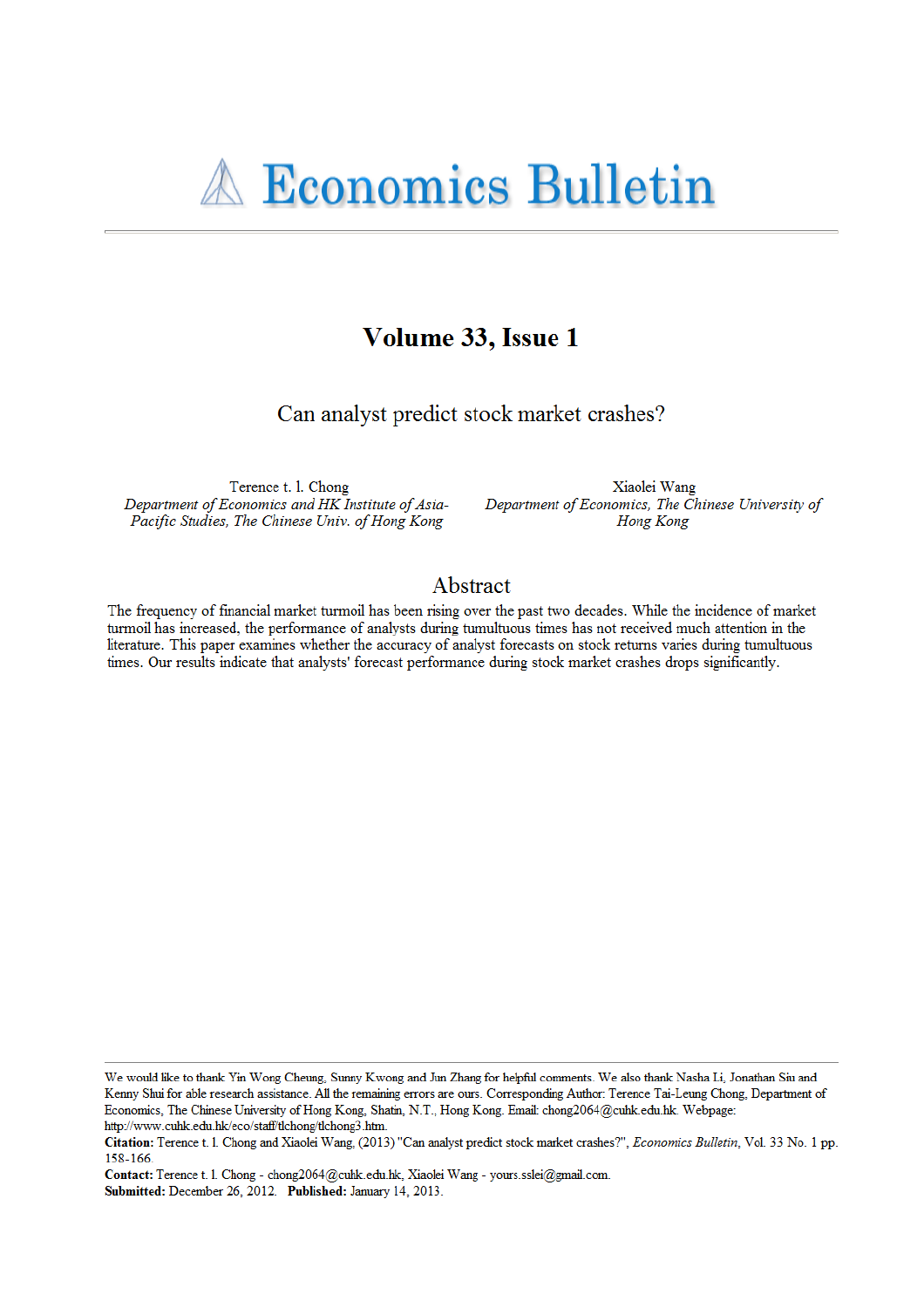# Economics Bulletin

## Volume 33, Issue 1

### Can analyst predict stock market crashes?

Terence t. l. Chong
*Department of Economics and HK Institute of Asia-Pacific Studies, The Chinese Univ. of Hong Kong*

Xiaolei Wang
*Department of Economics, The Chinese University of Hong Kong*

## Abstract

The frequency of financial market turmoil has been rising over the past two decades. While the incidence of market turmoil has increased, the performance of analysts during tumultuous times has not received much attention in the literature. This paper examines whether the accuracy of analyst forecasts on stock returns varies during tumultuous times. Our results indicate that analysts' forecast performance during stock market crashes drops significantly.

---

We would like to thank Yin Wong Cheung, Sunny Kwong and Jun Zhang for helpful comments. We also thank Nasha Li, Jonathan Siu and Kenny Shui for able research assistance. All the remaining errors are ours. Corresponding Author: Terence Tai-Leung Chong, Department of Economics, The Chinese University of Hong Kong, Shatin, N.T., Hong Kong. Email: chong2064@cuhk.edu.hk. Webpage: http://www.cuhk.edu.hk/eco/staff/tlchong/tlchong3.htm.

**Citation:** Terence t. l. Chong and Xiaolei Wang, (2013) "Can analyst predict stock market crashes?", *Economics Bulletin*, Vol. 33 No. 1 pp. 158-166.

**Contact:** Terence t. l. Chong - chong2064@cuhk.edu.hk, Xiaolei Wang - yours.sslei@gmail.com.

**Submitted:** December 26, 2012. **Published:** January 14, 2013.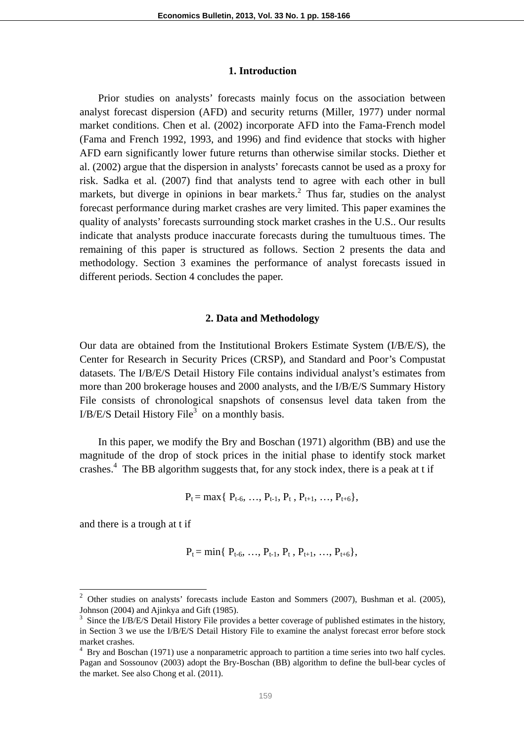## 1. Introduction

Prior studies on analysts' forecasts mainly focus on the association between analyst forecast dispersion (AFD) and security returns (Miller, 1977) under normal market conditions. Chen et al. (2002) incorporate AFD into the Fama-French model (Fama and French 1992, 1993, and 1996) and find evidence that stocks with higher AFD earn significantly lower future returns than otherwise similar stocks. Diether et al. (2002) argue that the dispersion in analysts' forecasts cannot be used as a proxy for risk. Sadka et al. (2007) find that analysts tend to agree with each other in bull markets, but diverge in opinions in bear markets.[2] Thus far, studies on the analyst forecast performance during market crashes are very limited. This paper examines the quality of analysts' forecasts surrounding stock market crashes in the U.S.. Our results indicate that analysts produce inaccurate forecasts during the tumultuous times. The remaining of this paper is structured as follows. Section 2 presents the data and methodology. Section 3 examines the performance of analyst forecasts issued in different periods. Section 4 concludes the paper.

## 2. Data and Methodology

Our data are obtained from the Institutional Brokers Estimate System (I/B/E/S), the Center for Research in Security Prices (CRSP), and Standard and Poor's Compustat datasets. The I/B/E/S Detail History File contains individual analyst's estimates from more than 200 brokerage houses and 2000 analysts, and the I/B/E/S Summary History File consists of chronological snapshots of consensus level data taken from the I/B/E/S Detail History File[3] on a monthly basis.

In this paper, we modify the Bry and Boschan (1971) algorithm (BB) and use the magnitude of the drop of stock prices in the initial phase to identify stock market crashes.[4] The BB algorithm suggests that, for any stock index, there is a peak at t if

$$P_t = \max\{ P_{t-6}, \ldots, P_{t-1}, P_t , P_{t+1}, \ldots, P_{t+6}\},$$

and there is a trough at t if

$$P_t = \min\{ P_{t-6}, \ldots, P_{t-1}, P_t , P_{t+1}, \ldots, P_{t+6}\},$$

---

[2] Other studies on analysts' forecasts include Easton and Sommers (2007), Bushman et al. (2005), Johnson (2004) and Ajinkya and Gift (1985).

[3] Since the I/B/E/S Detail History File provides a better coverage of published estimates in the history, in Section 3 we use the I/B/E/S Detail History File to examine the analyst forecast error before stock market crashes.

[4] Bry and Boschan (1971) use a nonparametric approach to partition a time series into two half cycles. Pagan and Sossounov (2003) adopt the Bry-Boschan (BB) algorithm to define the bull-bear cycles of the market. See also Chong et al. (2011).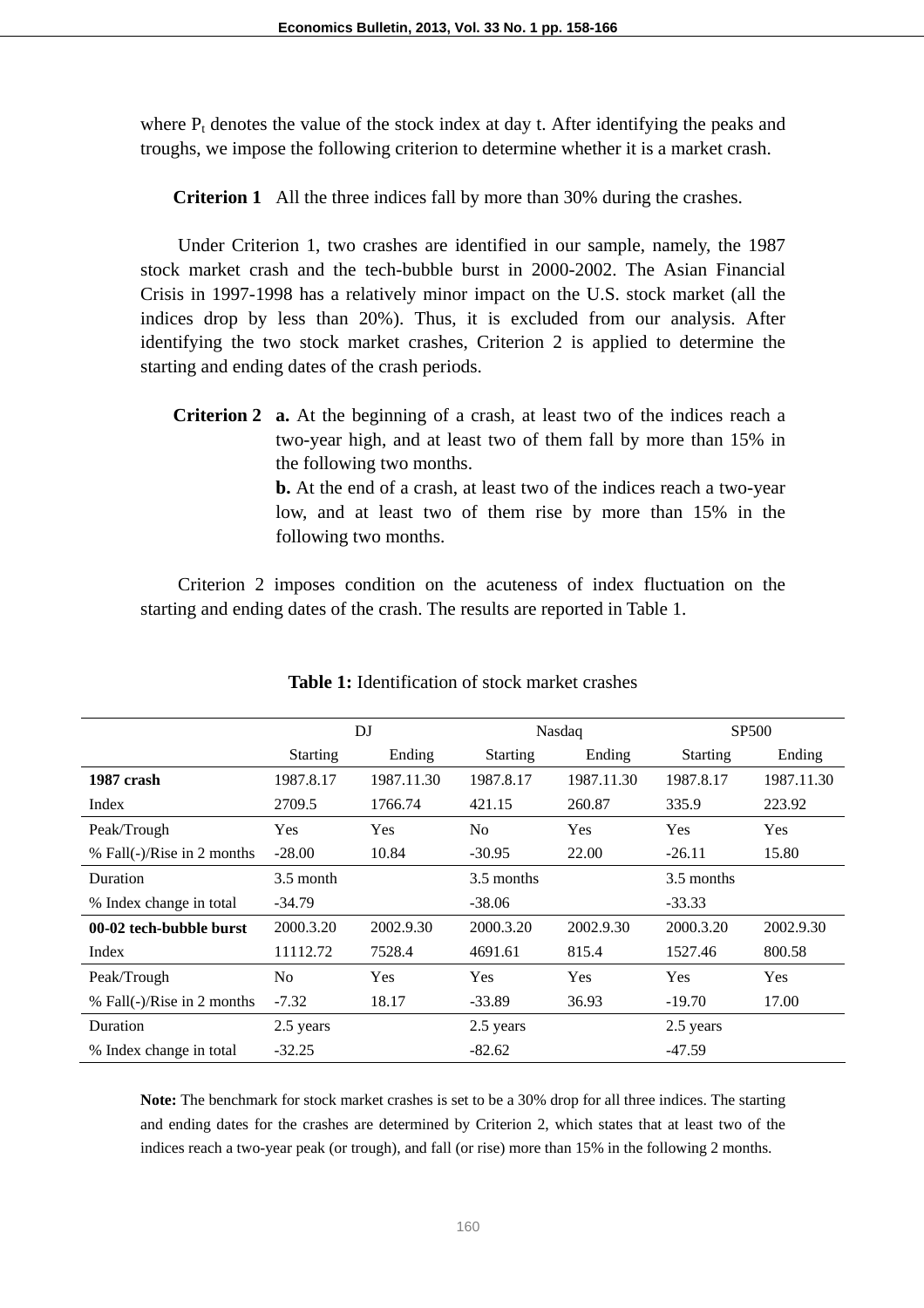where $P_t$ denotes the value of the stock index at day t. After identifying the peaks and troughs, we impose the following criterion to determine whether it is a market crash.

**Criterion 1** All the three indices fall by more than 30% during the crashes.

Under Criterion 1, two crashes are identified in our sample, namely, the 1987 stock market crash and the tech-bubble burst in 2000-2002. The Asian Financial Crisis in 1997-1998 has a relatively minor impact on the U.S. stock market (all the indices drop by less than 20%). Thus, it is excluded from our analysis. After identifying the two stock market crashes, Criterion 2 is applied to determine the starting and ending dates of the crash periods.

**Criterion 2** **a.** At the beginning of a crash, at least two of the indices reach a two-year high, and at least two of them fall by more than 15% in the following two months.
**b.** At the end of a crash, at least two of the indices reach a two-year low, and at least two of them rise by more than 15% in the following two months.

Criterion 2 imposes condition on the acuteness of index fluctuation on the starting and ending dates of the crash. The results are reported in Table 1.

**Table 1:** Identification of stock market crashes

| | DJ | | Nasdaq | | SP500 | |
|---|---|---|---|---|---|---|
| | Starting | Ending | Starting | Ending | Starting | Ending |
| **1987 crash** | 1987.8.17 | 1987.11.30 | 1987.8.17 | 1987.11.30 | 1987.8.17 | 1987.11.30 |
| Index | 2709.5 | 1766.74 | 421.15 | 260.87 | 335.9 | 223.92 |
| Peak/Trough | Yes | Yes | No | Yes | Yes | Yes |
| % Fall(-)/Rise in 2 months | -28.00 | 10.84 | -30.95 | 22.00 | -26.11 | 15.80 |
| Duration | 3.5 month | | 3.5 months | | 3.5 months | |
| % Index change in total | -34.79 | | -38.06 | | -33.33 | |
| **00-02 tech-bubble burst** | 2000.3.20 | 2002.9.30 | 2000.3.20 | 2002.9.30 | 2000.3.20 | 2002.9.30 |
| Index | 11112.72 | 7528.4 | 4691.61 | 815.4 | 1527.46 | 800.58 |
| Peak/Trough | No | Yes | Yes | Yes | Yes | Yes |
| % Fall(-)/Rise in 2 months | -7.32 | 18.17 | -33.89 | 36.93 | -19.70 | 17.00 |
| Duration | 2.5 years | | 2.5 years | | 2.5 years | |
| % Index change in total | -32.25 | | -82.62 | | -47.59 | |

**Note:** The benchmark for stock market crashes is set to be a 30% drop for all three indices. The starting and ending dates for the crashes are determined by Criterion 2, which states that at least two of the indices reach a two-year peak (or trough), and fall (or rise) more than 15% in the following 2 months.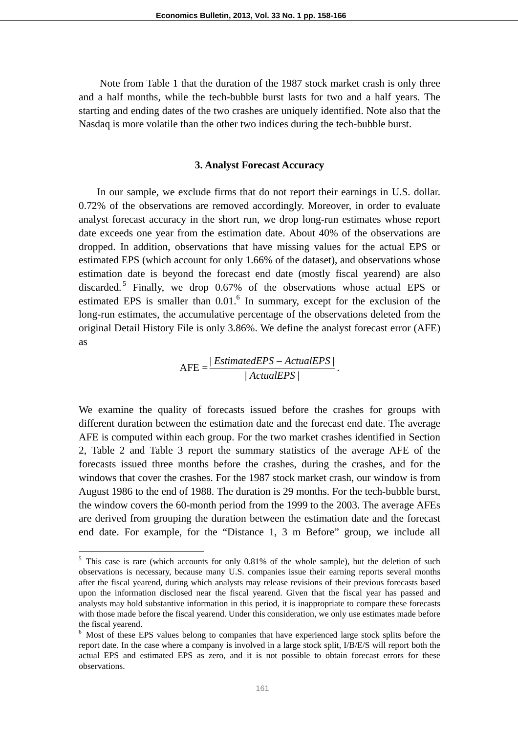Note from Table 1 that the duration of the 1987 stock market crash is only three and a half months, while the tech-bubble burst lasts for two and a half years. The starting and ending dates of the two crashes are uniquely identified. Note also that the Nasdaq is more volatile than the other two indices during the tech-bubble burst.

### 3. Analyst Forecast Accuracy

In our sample, we exclude firms that do not report their earnings in U.S. dollar. 0.72% of the observations are removed accordingly. Moreover, in order to evaluate analyst forecast accuracy in the short run, we drop long-run estimates whose report date exceeds one year from the estimation date. About 40% of the observations are dropped. In addition, observations that have missing values for the actual EPS or estimated EPS (which account for only 1.66% of the dataset), and observations whose estimation date is beyond the forecast end date (mostly fiscal yearend) are also discarded.[5] Finally, we drop 0.67% of the observations whose actual EPS or estimated EPS is smaller than 0.01.[6] In summary, except for the exclusion of the long-run estimates, the accumulative percentage of the observations deleted from the original Detail History File is only 3.86%. We define the analyst forecast error (AFE) as

$$\text{AFE} = \frac{|\,EstimatedEPS - ActualEPS\,|}{|\,ActualEPS\,|}.$$

We examine the quality of forecasts issued before the crashes for groups with different duration between the estimation date and the forecast end date. The average AFE is computed within each group. For the two market crashes identified in Section 2, Table 2 and Table 3 report the summary statistics of the average AFE of the forecasts issued three months before the crashes, during the crashes, and for the windows that cover the crashes. For the 1987 stock market crash, our window is from August 1986 to the end of 1988. The duration is 29 months. For the tech-bubble burst, the window covers the 60-month period from the 1999 to the 2003. The average AFEs are derived from grouping the duration between the estimation date and the forecast end date. For example, for the "Distance 1, 3 m Before" group, we include all

---

[5] This case is rare (which accounts for only 0.81% of the whole sample), but the deletion of such observations is necessary, because many U.S. companies issue their earning reports several months after the fiscal yearend, during which analysts may release revisions of their previous forecasts based upon the information disclosed near the fiscal yearend. Given that the fiscal year has passed and analysts may hold substantive information in this period, it is inappropriate to compare these forecasts with those made before the fiscal yearend. Under this consideration, we only use estimates made before the fiscal yearend.

[6] Most of these EPS values belong to companies that have experienced large stock splits before the report date. In the case where a company is involved in a large stock split, I/B/E/S will report both the actual EPS and estimated EPS as zero, and it is not possible to obtain forecast errors for these observations.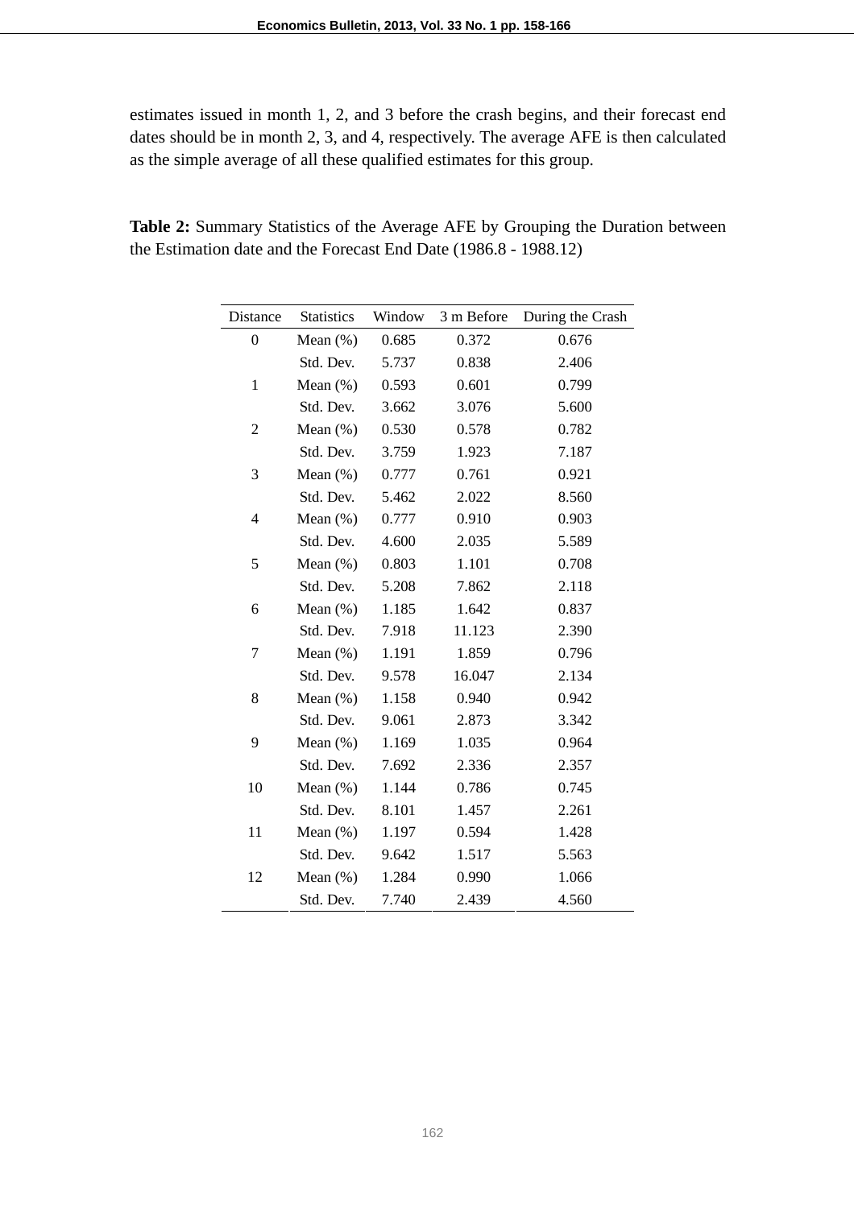estimates issued in month 1, 2, and 3 before the crash begins, and their forecast end dates should be in month 2, 3, and 4, respectively. The average AFE is then calculated as the simple average of all these qualified estimates for this group.

**Table 2:** Summary Statistics of the Average AFE by Grouping the Duration between the Estimation date and the Forecast End Date (1986.8 - 1988.12)

| Distance | Statistics | Window | 3 m Before | During the Crash |
|---|---|---|---|---|
| 0 | Mean (%) | 0.685 | 0.372 | 0.676 |
| | Std. Dev. | 5.737 | 0.838 | 2.406 |
| 1 | Mean (%) | 0.593 | 0.601 | 0.799 |
| | Std. Dev. | 3.662 | 3.076 | 5.600 |
| 2 | Mean (%) | 0.530 | 0.578 | 0.782 |
| | Std. Dev. | 3.759 | 1.923 | 7.187 |
| 3 | Mean (%) | 0.777 | 0.761 | 0.921 |
| | Std. Dev. | 5.462 | 2.022 | 8.560 |
| 4 | Mean (%) | 0.777 | 0.910 | 0.903 |
| | Std. Dev. | 4.600 | 2.035 | 5.589 |
| 5 | Mean (%) | 0.803 | 1.101 | 0.708 |
| | Std. Dev. | 5.208 | 7.862 | 2.118 |
| 6 | Mean (%) | 1.185 | 1.642 | 0.837 |
| | Std. Dev. | 7.918 | 11.123 | 2.390 |
| 7 | Mean (%) | 1.191 | 1.859 | 0.796 |
| | Std. Dev. | 9.578 | 16.047 | 2.134 |
| 8 | Mean (%) | 1.158 | 0.940 | 0.942 |
| | Std. Dev. | 9.061 | 2.873 | 3.342 |
| 9 | Mean (%) | 1.169 | 1.035 | 0.964 |
| | Std. Dev. | 7.692 | 2.336 | 2.357 |
| 10 | Mean (%) | 1.144 | 0.786 | 0.745 |
| | Std. Dev. | 8.101 | 1.457 | 2.261 |
| 11 | Mean (%) | 1.197 | 0.594 | 1.428 |
| | Std. Dev. | 9.642 | 1.517 | 5.563 |
| 12 | Mean (%) | 1.284 | 0.990 | 1.066 |
| | Std. Dev. | 7.740 | 2.439 | 4.560 |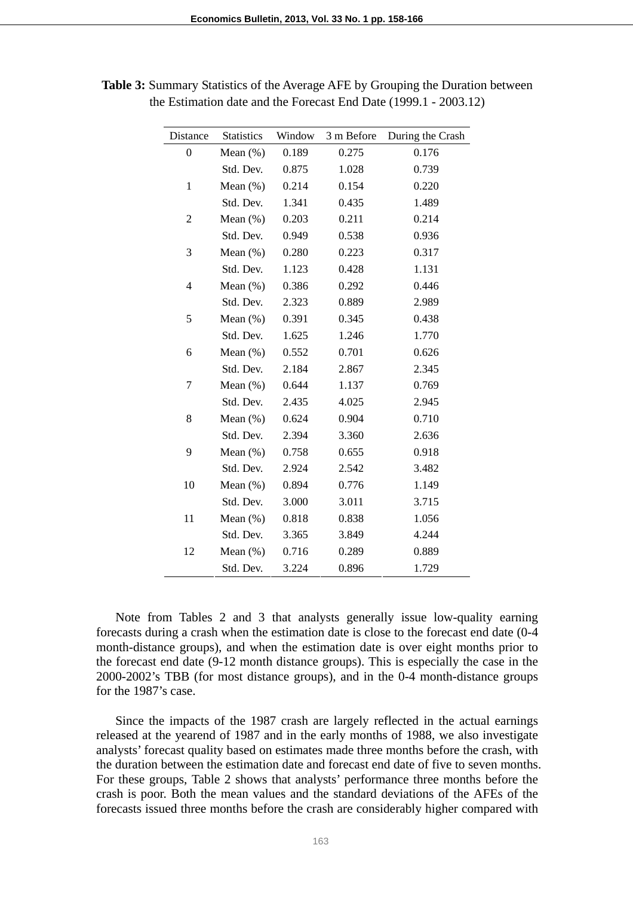**Table 3:** Summary Statistics of the Average AFE by Grouping the Duration between the Estimation date and the Forecast End Date (1999.1 - 2003.12)

| Distance | Statistics | Window | 3 m Before | During the Crash |
|---|---|---|---|---|
| 0 | Mean (%) | 0.189 | 0.275 | 0.176 |
| | Std. Dev. | 0.875 | 1.028 | 0.739 |
| 1 | Mean (%) | 0.214 | 0.154 | 0.220 |
| | Std. Dev. | 1.341 | 0.435 | 1.489 |
| 2 | Mean (%) | 0.203 | 0.211 | 0.214 |
| | Std. Dev. | 0.949 | 0.538 | 0.936 |
| 3 | Mean (%) | 0.280 | 0.223 | 0.317 |
| | Std. Dev. | 1.123 | 0.428 | 1.131 |
| 4 | Mean (%) | 0.386 | 0.292 | 0.446 |
| | Std. Dev. | 2.323 | 0.889 | 2.989 |
| 5 | Mean (%) | 0.391 | 0.345 | 0.438 |
| | Std. Dev. | 1.625 | 1.246 | 1.770 |
| 6 | Mean (%) | 0.552 | 0.701 | 0.626 |
| | Std. Dev. | 2.184 | 2.867 | 2.345 |
| 7 | Mean (%) | 0.644 | 1.137 | 0.769 |
| | Std. Dev. | 2.435 | 4.025 | 2.945 |
| 8 | Mean (%) | 0.624 | 0.904 | 0.710 |
| | Std. Dev. | 2.394 | 3.360 | 2.636 |
| 9 | Mean (%) | 0.758 | 0.655 | 0.918 |
| | Std. Dev. | 2.924 | 2.542 | 3.482 |
| 10 | Mean (%) | 0.894 | 0.776 | 1.149 |
| | Std. Dev. | 3.000 | 3.011 | 3.715 |
| 11 | Mean (%) | 0.818 | 0.838 | 1.056 |
| | Std. Dev. | 3.365 | 3.849 | 4.244 |
| 12 | Mean (%) | 0.716 | 0.289 | 0.889 |
| | Std. Dev. | 3.224 | 0.896 | 1.729 |

Note from Tables 2 and 3 that analysts generally issue low-quality earning forecasts during a crash when the estimation date is close to the forecast end date (0-4 month-distance groups), and when the estimation date is over eight months prior to the forecast end date (9-12 month distance groups). This is especially the case in the 2000-2002's TBB (for most distance groups), and in the 0-4 month-distance groups for the 1987's case.

Since the impacts of the 1987 crash are largely reflected in the actual earnings released at the yearend of 1987 and in the early months of 1988, we also investigate analysts' forecast quality based on estimates made three months before the crash, with the duration between the estimation date and forecast end date of five to seven months. For these groups, Table 2 shows that analysts' performance three months before the crash is poor. Both the mean values and the standard deviations of the AFEs of the forecasts issued three months before the crash are considerably higher compared with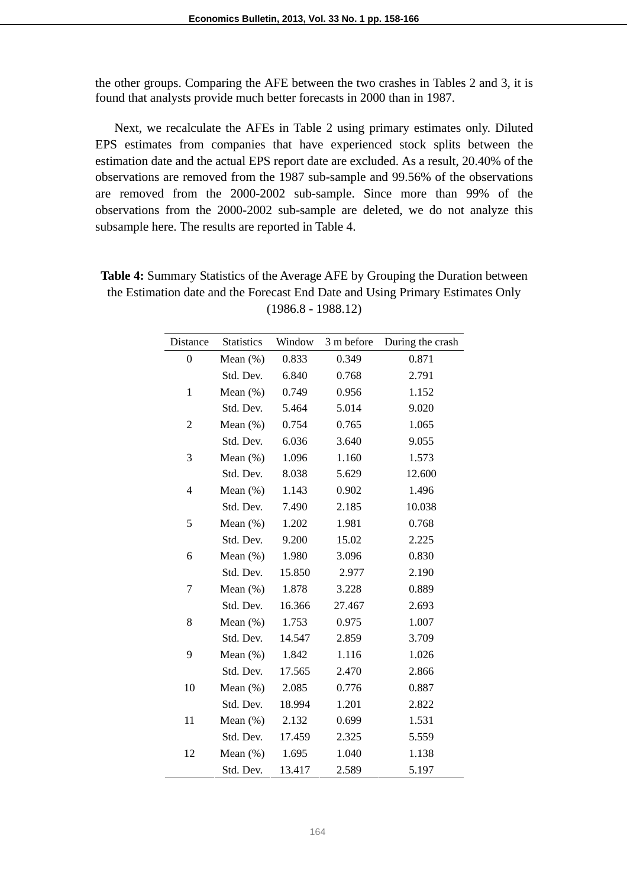the other groups. Comparing the AFE between the two crashes in Tables 2 and 3, it is found that analysts provide much better forecasts in 2000 than in 1987.

Next, we recalculate the AFEs in Table 2 using primary estimates only. Diluted EPS estimates from companies that have experienced stock splits between the estimation date and the actual EPS report date are excluded. As a result, 20.40% of the observations are removed from the 1987 sub-sample and 99.56% of the observations are removed from the 2000-2002 sub-sample. Since more than 99% of the observations from the 2000-2002 sub-sample are deleted, we do not analyze this subsample here. The results are reported in Table 4.

**Table 4:** Summary Statistics of the Average AFE by Grouping the Duration between the Estimation date and the Forecast End Date and Using Primary Estimates Only (1986.8 - 1988.12)

| Distance | Statistics | Window | 3 m before | During the crash |
|---|---|---|---|---|
| 0 | Mean (%) | 0.833 | 0.349 | 0.871 |
| | Std. Dev. | 6.840 | 0.768 | 2.791 |
| 1 | Mean (%) | 0.749 | 0.956 | 1.152 |
| | Std. Dev. | 5.464 | 5.014 | 9.020 |
| 2 | Mean (%) | 0.754 | 0.765 | 1.065 |
| | Std. Dev. | 6.036 | 3.640 | 9.055 |
| 3 | Mean (%) | 1.096 | 1.160 | 1.573 |
| | Std. Dev. | 8.038 | 5.629 | 12.600 |
| 4 | Mean (%) | 1.143 | 0.902 | 1.496 |
| | Std. Dev. | 7.490 | 2.185 | 10.038 |
| 5 | Mean (%) | 1.202 | 1.981 | 0.768 |
| | Std. Dev. | 9.200 | 15.02 | 2.225 |
| 6 | Mean (%) | 1.980 | 3.096 | 0.830 |
| | Std. Dev. | 15.850 | 2.977 | 2.190 |
| 7 | Mean (%) | 1.878 | 3.228 | 0.889 |
| | Std. Dev. | 16.366 | 27.467 | 2.693 |
| 8 | Mean (%) | 1.753 | 0.975 | 1.007 |
| | Std. Dev. | 14.547 | 2.859 | 3.709 |
| 9 | Mean (%) | 1.842 | 1.116 | 1.026 |
| | Std. Dev. | 17.565 | 2.470 | 2.866 |
| 10 | Mean (%) | 2.085 | 0.776 | 0.887 |
| | Std. Dev. | 18.994 | 1.201 | 2.822 |
| 11 | Mean (%) | 2.132 | 0.699 | 1.531 |
| | Std. Dev. | 17.459 | 2.325 | 5.559 |
| 12 | Mean (%) | 1.695 | 1.040 | 1.138 |
| | Std. Dev. | 13.417 | 2.589 | 5.197 |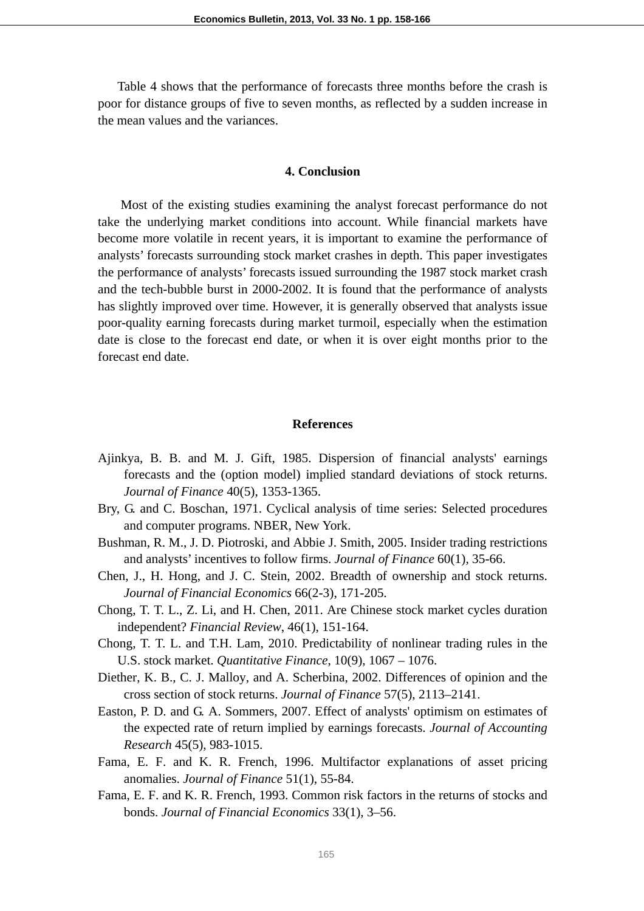Table 4 shows that the performance of forecasts three months before the crash is poor for distance groups of five to seven months, as reflected by a sudden increase in the mean values and the variances.

## 4. Conclusion

Most of the existing studies examining the analyst forecast performance do not take the underlying market conditions into account. While financial markets have become more volatile in recent years, it is important to examine the performance of analysts' forecasts surrounding stock market crashes in depth. This paper investigates the performance of analysts' forecasts issued surrounding the 1987 stock market crash and the tech-bubble burst in 2000-2002. It is found that the performance of analysts has slightly improved over time. However, it is generally observed that analysts issue poor-quality earning forecasts during market turmoil, especially when the estimation date is close to the forecast end date, or when it is over eight months prior to the forecast end date.

## References

Ajinkya, B. B. and M. J. Gift, 1985. Dispersion of financial analysts' earnings forecasts and the (option model) implied standard deviations of stock returns. *Journal of Finance* 40(5), 1353-1365.

Bry, G. and C. Boschan, 1971. Cyclical analysis of time series: Selected procedures and computer programs. NBER, New York.

Bushman, R. M., J. D. Piotroski, and Abbie J. Smith, 2005. Insider trading restrictions and analysts' incentives to follow firms. *Journal of Finance* 60(1), 35-66.

Chen, J., H. Hong, and J. C. Stein, 2002. Breadth of ownership and stock returns. *Journal of Financial Economics* 66(2-3), 171-205.

Chong, T. T. L., Z. Li, and H. Chen, 2011. Are Chinese stock market cycles duration independent? *Financial Review*, 46(1), 151-164.

Chong, T. T. L. and T.H. Lam, 2010. Predictability of nonlinear trading rules in the U.S. stock market. *Quantitative Finance*, 10(9), 1067 – 1076.

Diether, K. B., C. J. Malloy, and A. Scherbina, 2002. Differences of opinion and the cross section of stock returns. *Journal of Finance* 57(5), 2113–2141.

Easton, P. D. and G. A. Sommers, 2007. Effect of analysts' optimism on estimates of the expected rate of return implied by earnings forecasts. *Journal of Accounting Research* 45(5), 983-1015.

Fama, E. F. and K. R. French, 1996. Multifactor explanations of asset pricing anomalies. *Journal of Finance* 51(1), 55-84.

Fama, E. F. and K. R. French, 1993. Common risk factors in the returns of stocks and bonds. *Journal of Financial Economics* 33(1), 3–56.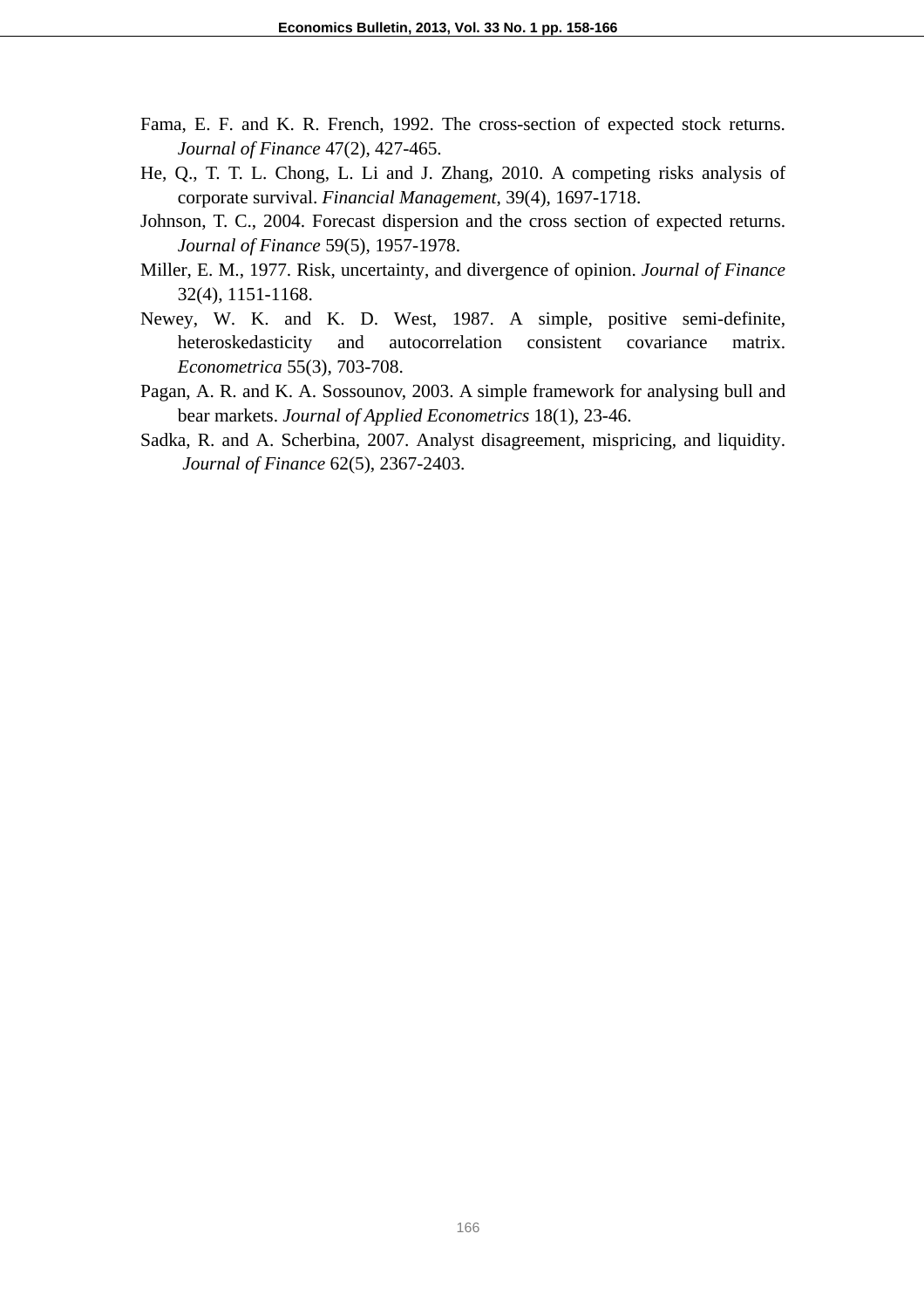Fama, E. F. and K. R. French, 1992. The cross-section of expected stock returns. *Journal of Finance* 47(2), 427-465.

He, Q., T. T. L. Chong, L. Li and J. Zhang, 2010. A competing risks analysis of corporate survival. *Financial Management*, 39(4), 1697-1718.

Johnson, T. C., 2004. Forecast dispersion and the cross section of expected returns. *Journal of Finance* 59(5), 1957-1978.

Miller, E. M., 1977. Risk, uncertainty, and divergence of opinion. *Journal of Finance* 32(4), 1151-1168.

Newey, W. K. and K. D. West, 1987. A simple, positive semi-definite, heteroskedasticity and autocorrelation consistent covariance matrix. *Econometrica* 55(3), 703-708.

Pagan, A. R. and K. A. Sossounov, 2003. A simple framework for analysing bull and bear markets. *Journal of Applied Econometrics* 18(1), 23-46.

Sadka, R. and A. Scherbina, 2007. Analyst disagreement, mispricing, and liquidity. *Journal of Finance* 62(5), 2367-2403.